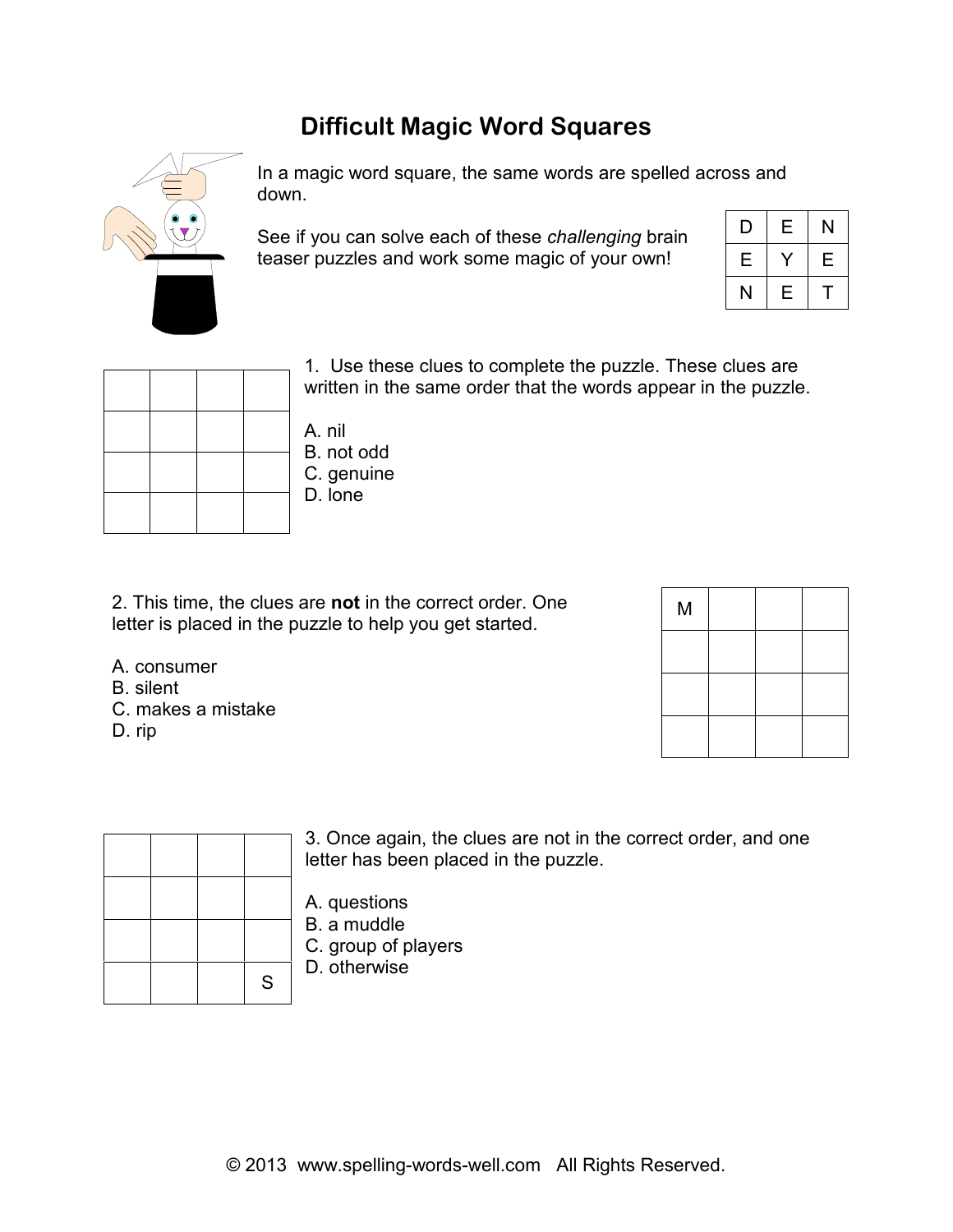# Difficult Magic Word Squares

In a magic word square, the same words are spelled across and down.

See if you can solve each of these *challenging* brain teaser puzzles and work some magic of your own!

| D | E | N |
|---|---|---|
| E | Y | E |
| N | E | T |

1. Use these clues to complete the puzzle. These clues are written in the same order that the words appear in the puzzle.

A. nil
B. not odd
C. genuine
D. lone

| | | | |
|---|---|---|---|
| | | | |
| | | | |
| | | | |
| | | | |

2. This time, the clues are **not** in the correct order. One letter is placed in the puzzle to help you get started.

A. consumer
B. silent
C. makes a mistake
D. rip

| M | | | |
|---|---|---|---|
| | | | |
| | | | |
| | | | |

3. Once again, the clues are not in the correct order, and one letter has been placed in the puzzle.

A. questions
B. a muddle
C. group of players
D. otherwise

| | | | |
|---|---|---|---|
| | | | |
| | | | |
| | | | |
| | | | S |

© 2013 www.spelling-words-well.com All Rights Reserved.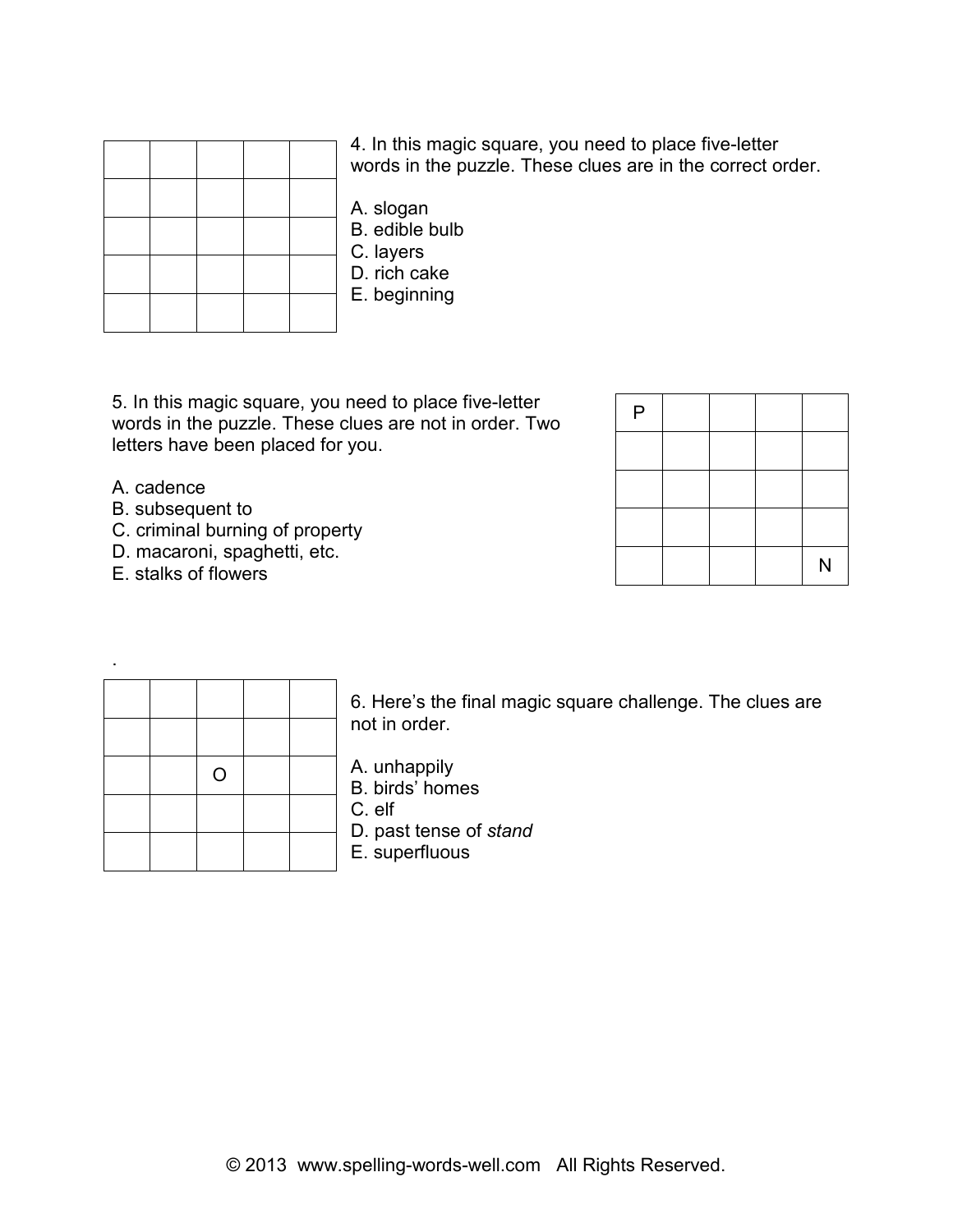| | | | | |
|---|---|---|---|---|
| | | | | |
| | | | | |
| | | | | |
| | | | | |
| | | | | |

4. In this magic square, you need to place five-letter words in the puzzle. These clues are in the correct order.

A. slogan
B. edible bulb
C. layers
D. rich cake
E. beginning

5. In this magic square, you need to place five-letter words in the puzzle. These clues are not in order. Two letters have been placed for you.

A. cadence
B. subsequent to
C. criminal burning of property
D. macaroni, spaghetti, etc.
E. stalks of flowers

| | | | | |
|---|---|---|---|---|
| P | | | | |
| | | | | |
| | | | | |
| | | | | |
| | | | | N |

.

| | | | | |
|---|---|---|---|---|
| | | | | |
| | | | | |
| | | O | | |
| | | | | |
| | | | | |

6. Here's the final magic square challenge. The clues are not in order.

A. unhappily
B. birds' homes
C. elf
D. past tense of *stand*
E. superfluous

© 2013 www.spelling-words-well.com All Rights Reserved.